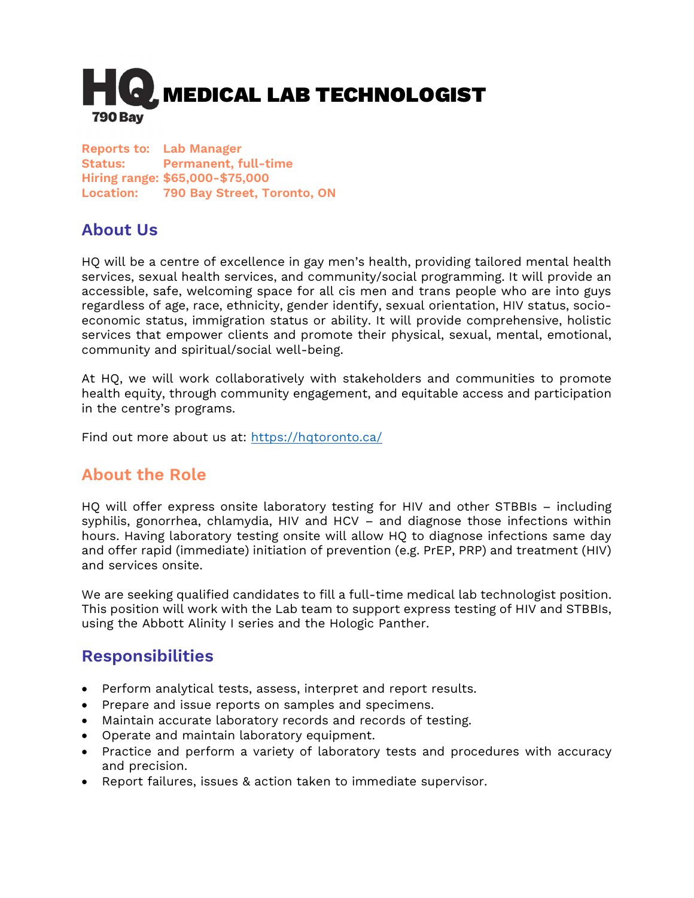# HQ 790 Bay MEDICAL LAB TECHNOLOGIST

**Reports to:** Lab Manager
**Status:** Permanent, full-time
**Hiring range:** $65,000-$75,000
**Location:** 790 Bay Street, Toronto, ON

## About Us

HQ will be a centre of excellence in gay men's health, providing tailored mental health services, sexual health services, and community/social programming. It will provide an accessible, safe, welcoming space for all cis men and trans people who are into guys regardless of age, race, ethnicity, gender identify, sexual orientation, HIV status, socio-economic status, immigration status or ability. It will provide comprehensive, holistic services that empower clients and promote their physical, sexual, mental, emotional, community and spiritual/social well-being.

At HQ, we will work collaboratively with stakeholders and communities to promote health equity, through community engagement, and equitable access and participation in the centre's programs.

Find out more about us at: https://hqtoronto.ca/

## About the Role

HQ will offer express onsite laboratory testing for HIV and other STBBIs – including syphilis, gonorrhea, chlamydia, HIV and HCV – and diagnose those infections within hours. Having laboratory testing onsite will allow HQ to diagnose infections same day and offer rapid (immediate) initiation of prevention (e.g. PrEP, PRP) and treatment (HIV) and services onsite.

We are seeking qualified candidates to fill a full-time medical lab technologist position. This position will work with the Lab team to support express testing of HIV and STBBIs, using the Abbott Alinity I series and the Hologic Panther.

## Responsibilities

- Perform analytical tests, assess, interpret and report results.
- Prepare and issue reports on samples and specimens.
- Maintain accurate laboratory records and records of testing.
- Operate and maintain laboratory equipment.
- Practice and perform a variety of laboratory tests and procedures with accuracy and precision.
- Report failures, issues & action taken to immediate supervisor.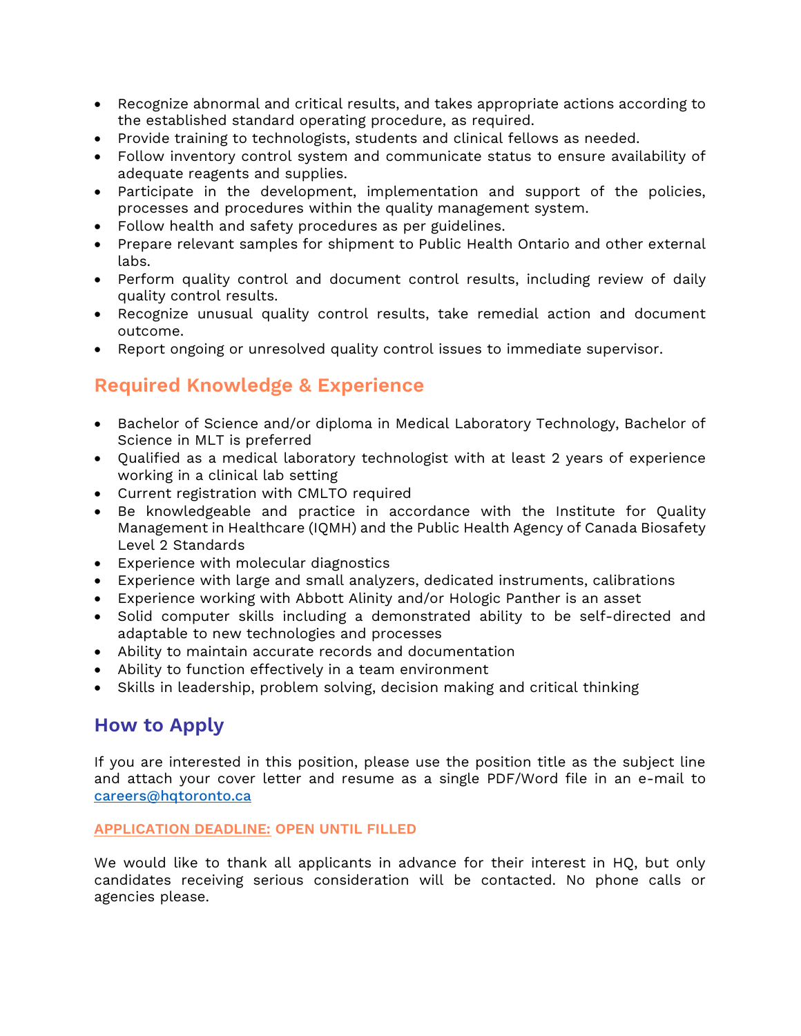- Recognize abnormal and critical results, and takes appropriate actions according to the established standard operating procedure, as required.
- Provide training to technologists, students and clinical fellows as needed.
- Follow inventory control system and communicate status to ensure availability of adequate reagents and supplies.
- Participate in the development, implementation and support of the policies, processes and procedures within the quality management system.
- Follow health and safety procedures as per guidelines.
- Prepare relevant samples for shipment to Public Health Ontario and other external labs.
- Perform quality control and document control results, including review of daily quality control results.
- Recognize unusual quality control results, take remedial action and document outcome.
- Report ongoing or unresolved quality control issues to immediate supervisor.

## Required Knowledge & Experience

- Bachelor of Science and/or diploma in Medical Laboratory Technology, Bachelor of Science in MLT is preferred
- Qualified as a medical laboratory technologist with at least 2 years of experience working in a clinical lab setting
- Current registration with CMLTO required
- Be knowledgeable and practice in accordance with the Institute for Quality Management in Healthcare (IQMH) and the Public Health Agency of Canada Biosafety Level 2 Standards
- Experience with molecular diagnostics
- Experience with large and small analyzers, dedicated instruments, calibrations
- Experience working with Abbott Alinity and/or Hologic Panther is an asset
- Solid computer skills including a demonstrated ability to be self-directed and adaptable to new technologies and processes
- Ability to maintain accurate records and documentation
- Ability to function effectively in a team environment
- Skills in leadership, problem solving, decision making and critical thinking

## How to Apply

If you are interested in this position, please use the position title as the subject line and attach your cover letter and resume as a single PDF/Word file in an e-mail to careers@hqtoronto.ca

**APPLICATION DEADLINE: OPEN UNTIL FILLED**

We would like to thank all applicants in advance for their interest in HQ, but only candidates receiving serious consideration will be contacted. No phone calls or agencies please.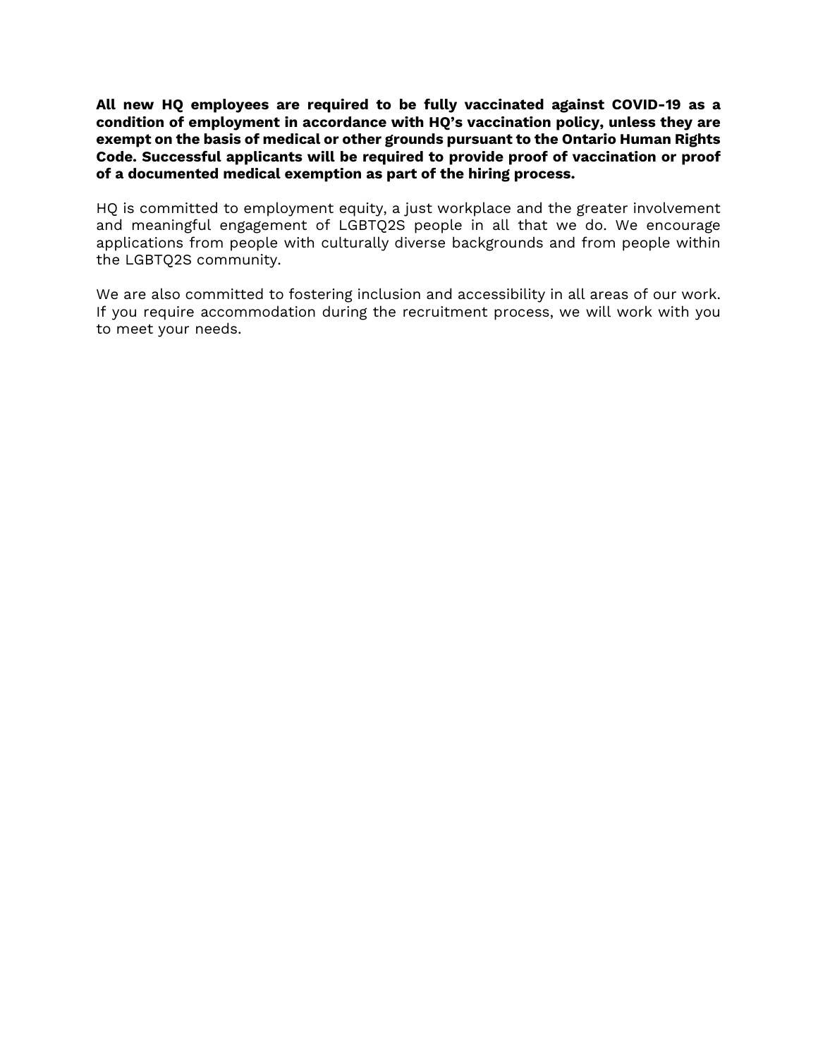**All new HQ employees are required to be fully vaccinated against COVID-19 as a condition of employment in accordance with HQ's vaccination policy, unless they are exempt on the basis of medical or other grounds pursuant to the Ontario Human Rights Code. Successful applicants will be required to provide proof of vaccination or proof of a documented medical exemption as part of the hiring process.**

HQ is committed to employment equity, a just workplace and the greater involvement and meaningful engagement of LGBTQ2S people in all that we do. We encourage applications from people with culturally diverse backgrounds and from people within the LGBTQ2S community.

We are also committed to fostering inclusion and accessibility in all areas of our work. If you require accommodation during the recruitment process, we will work with you to meet your needs.